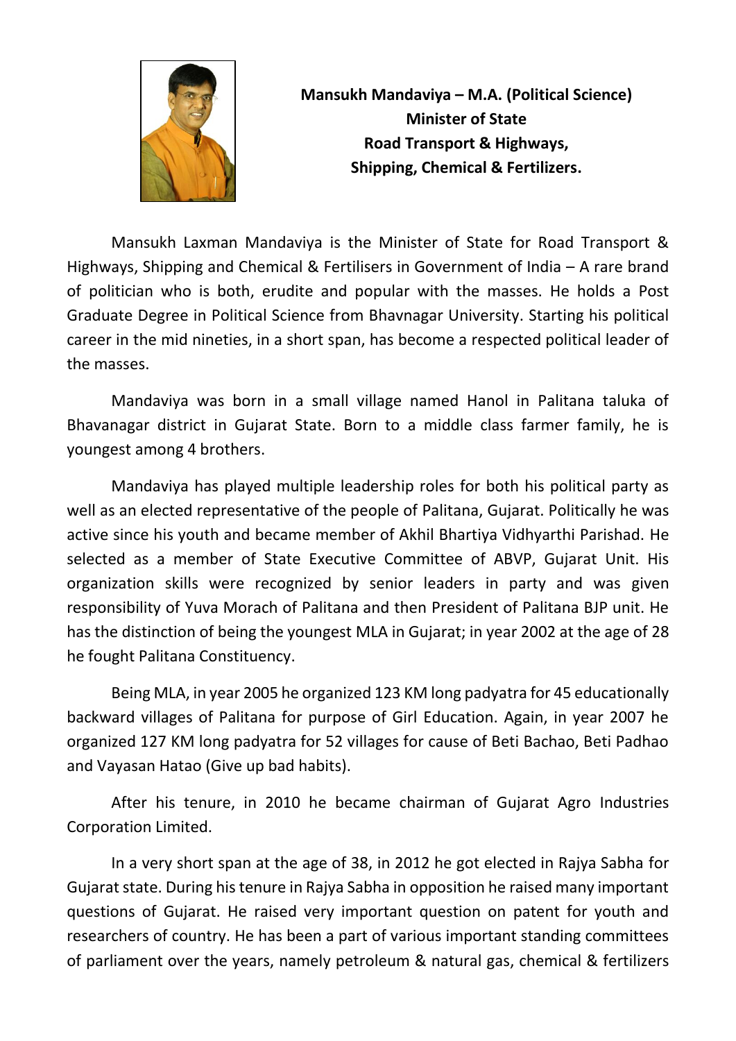**Mansukh Mandaviya – M.A. (Political Science)**
**Minister of State**
**Road Transport & Highways,**
**Shipping, Chemical & Fertilizers.**

Mansukh Laxman Mandaviya is the Minister of State for Road Transport & Highways, Shipping and Chemical & Fertilisers in Government of India – A rare brand of politician who is both, erudite and popular with the masses. He holds a Post Graduate Degree in Political Science from Bhavnagar University. Starting his political career in the mid nineties, in a short span, has become a respected political leader of the masses.

Mandaviya was born in a small village named Hanol in Palitana taluka of Bhavanagar district in Gujarat State. Born to a middle class farmer family, he is youngest among 4 brothers.

Mandaviya has played multiple leadership roles for both his political party as well as an elected representative of the people of Palitana, Gujarat. Politically he was active since his youth and became member of Akhil Bhartiya Vidhyarthi Parishad. He selected as a member of State Executive Committee of ABVP, Gujarat Unit. His organization skills were recognized by senior leaders in party and was given responsibility of Yuva Morach of Palitana and then President of Palitana BJP unit. He has the distinction of being the youngest MLA in Gujarat; in year 2002 at the age of 28 he fought Palitana Constituency.

Being MLA, in year 2005 he organized 123 KM long padyatra for 45 educationally backward villages of Palitana for purpose of Girl Education. Again, in year 2007 he organized 127 KM long padyatra for 52 villages for cause of Beti Bachao, Beti Padhao and Vayasan Hatao (Give up bad habits).

After his tenure, in 2010 he became chairman of Gujarat Agro Industries Corporation Limited.

In a very short span at the age of 38, in 2012 he got elected in Rajya Sabha for Gujarat state. During his tenure in Rajya Sabha in opposition he raised many important questions of Gujarat. He raised very important question on patent for youth and researchers of country. He has been a part of various important standing committees of parliament over the years, namely petroleum & natural gas, chemical & fertilizers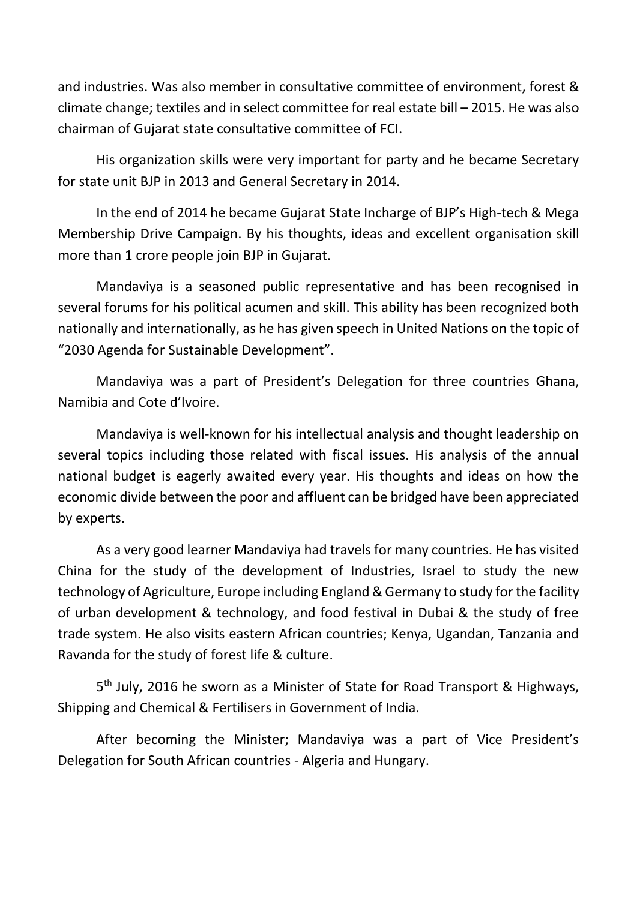and industries. Was also member in consultative committee of environment, forest & climate change; textiles and in select committee for real estate bill – 2015. He was also chairman of Gujarat state consultative committee of FCI.

His organization skills were very important for party and he became Secretary for state unit BJP in 2013 and General Secretary in 2014.

In the end of 2014 he became Gujarat State Incharge of BJP's High-tech & Mega Membership Drive Campaign. By his thoughts, ideas and excellent organisation skill more than 1 crore people join BJP in Gujarat.

Mandaviya is a seasoned public representative and has been recognised in several forums for his political acumen and skill. This ability has been recognized both nationally and internationally, as he has given speech in United Nations on the topic of "2030 Agenda for Sustainable Development".

Mandaviya was a part of President's Delegation for three countries Ghana, Namibia and Cote d'lvoire.

Mandaviya is well-known for his intellectual analysis and thought leadership on several topics including those related with fiscal issues. His analysis of the annual national budget is eagerly awaited every year. His thoughts and ideas on how the economic divide between the poor and affluent can be bridged have been appreciated by experts.

As a very good learner Mandaviya had travels for many countries. He has visited China for the study of the development of Industries, Israel to study the new technology of Agriculture, Europe including England & Germany to study for the facility of urban development & technology, and food festival in Dubai & the study of free trade system. He also visits eastern African countries; Kenya, Ugandan, Tanzania and Ravanda for the study of forest life & culture.

5th July, 2016 he sworn as a Minister of State for Road Transport & Highways, Shipping and Chemical & Fertilisers in Government of India.

After becoming the Minister; Mandaviya was a part of Vice President's Delegation for South African countries - Algeria and Hungary.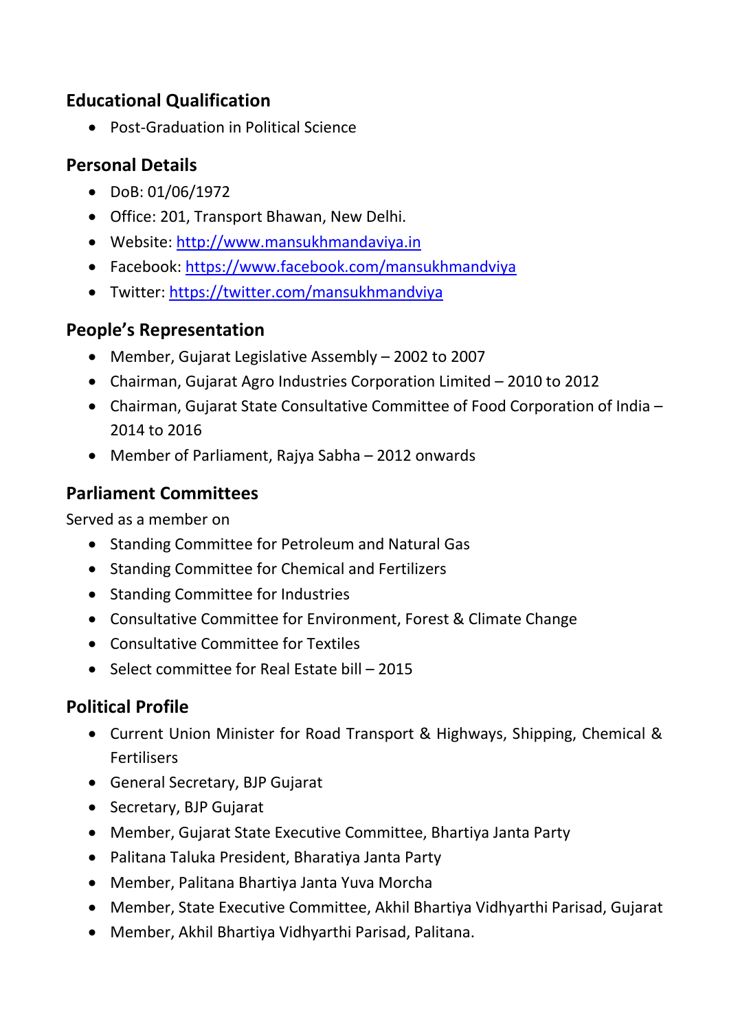## Educational Qualification

- Post-Graduation in Political Science

## Personal Details

- DoB: 01/06/1972
- Office: 201, Transport Bhawan, New Delhi.
- Website: http://www.mansukhmandaviya.in
- Facebook: https://www.facebook.com/mansukhmandviya
- Twitter: https://twitter.com/mansukhmandviya

## People's Representation

- Member, Gujarat Legislative Assembly – 2002 to 2007
- Chairman, Gujarat Agro Industries Corporation Limited – 2010 to 2012
- Chairman, Gujarat State Consultative Committee of Food Corporation of India – 2014 to 2016
- Member of Parliament, Rajya Sabha – 2012 onwards

## Parliament Committees

Served as a member on

- Standing Committee for Petroleum and Natural Gas
- Standing Committee for Chemical and Fertilizers
- Standing Committee for Industries
- Consultative Committee for Environment, Forest & Climate Change
- Consultative Committee for Textiles
- Select committee for Real Estate bill – 2015

## Political Profile

- Current Union Minister for Road Transport & Highways, Shipping, Chemical & Fertilisers
- General Secretary, BJP Gujarat
- Secretary, BJP Gujarat
- Member, Gujarat State Executive Committee, Bhartiya Janta Party
- Palitana Taluka President, Bharatiya Janta Party
- Member, Palitana Bhartiya Janta Yuva Morcha
- Member, State Executive Committee, Akhil Bhartiya Vidhyarthi Parisad, Gujarat
- Member, Akhil Bhartiya Vidhyarthi Parisad, Palitana.